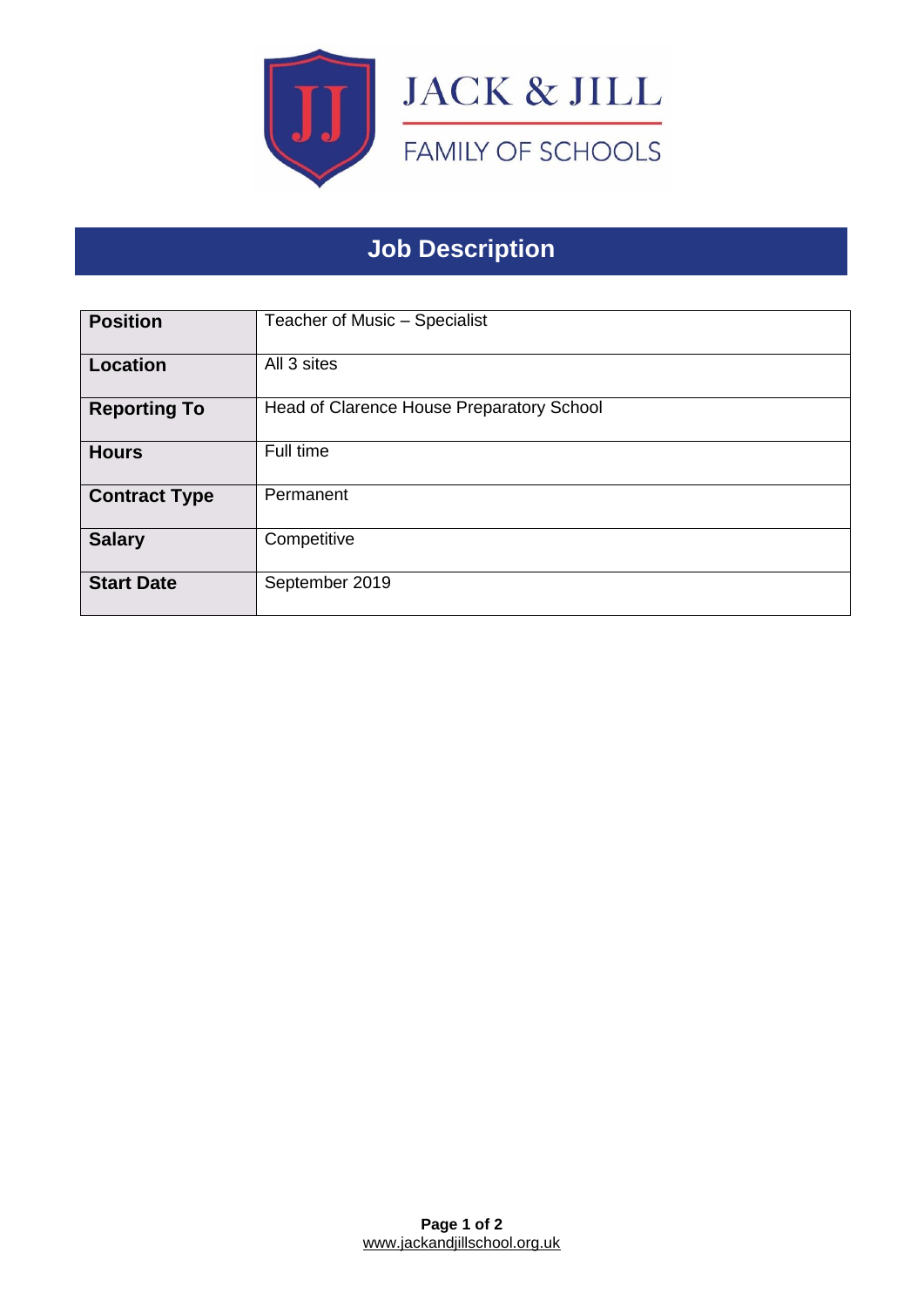JACK & JILL

FAMILY OF SCHOOLS

# Job Description

| Position | Teacher of Music – Specialist |
|---|---|
| Location | All 3 sites |
| Reporting To | Head of Clarence House Preparatory School |
| Hours | Full time |
| Contract Type | Permanent |
| Salary | Competitive |
| Start Date | September 2019 |

www.jackandjillschool.org.uk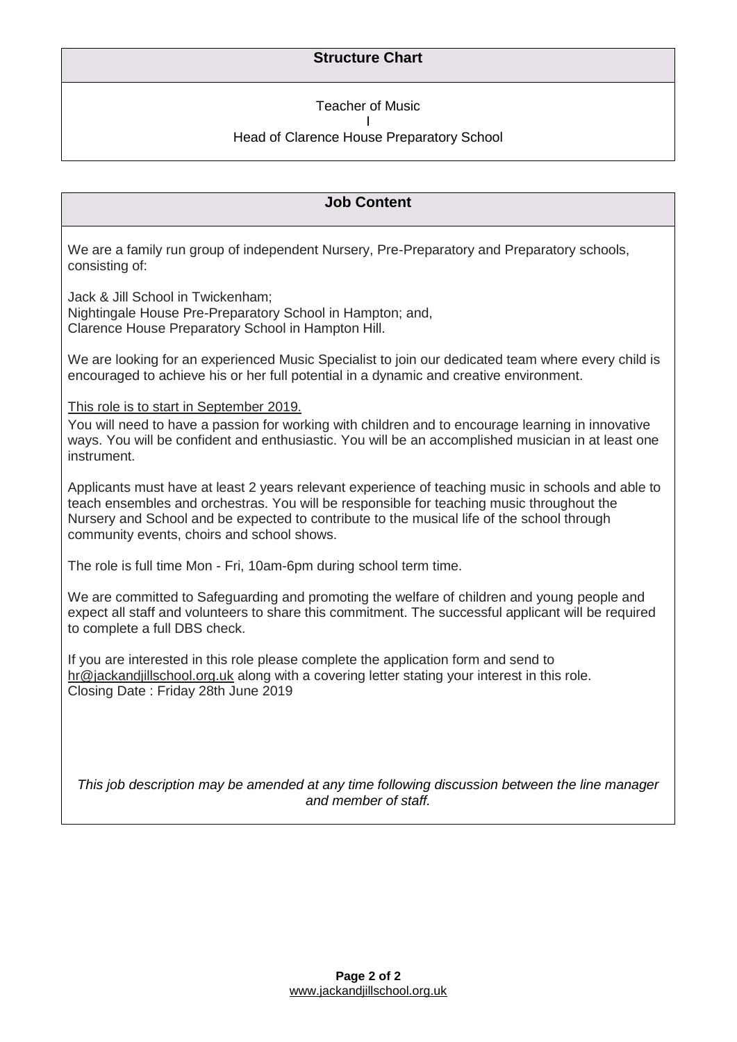## Structure Chart

Teacher of Music

I

Head of Clarence House Preparatory School

## Job Content

We are a family run group of independent Nursery, Pre-Preparatory and Preparatory schools, consisting of:

Jack & Jill School in Twickenham;
Nightingale House Pre-Preparatory School in Hampton; and,
Clarence House Preparatory School in Hampton Hill.

We are looking for an experienced Music Specialist to join our dedicated team where every child is encouraged to achieve his or her full potential in a dynamic and creative environment.

This role is to start in September 2019.

You will need to have a passion for working with children and to encourage learning in innovative ways. You will be confident and enthusiastic. You will be an accomplished musician in at least one instrument.

Applicants must have at least 2 years relevant experience of teaching music in schools and able to teach ensembles and orchestras. You will be responsible for teaching music throughout the Nursery and School and be expected to contribute to the musical life of the school through community events, choirs and school shows.

The role is full time Mon - Fri, 10am-6pm during school term time.

We are committed to Safeguarding and promoting the welfare of children and young people and expect all staff and volunteers to share this commitment. The successful applicant will be required to complete a full DBS check.

If you are interested in this role please complete the application form and send to hr@jackandjillschool.org.uk along with a covering letter stating your interest in this role.
Closing Date : Friday 28th June 2019

*This job description may be amended at any time following discussion between the line manager and member of staff.*

www.jackandjillschool.org.uk